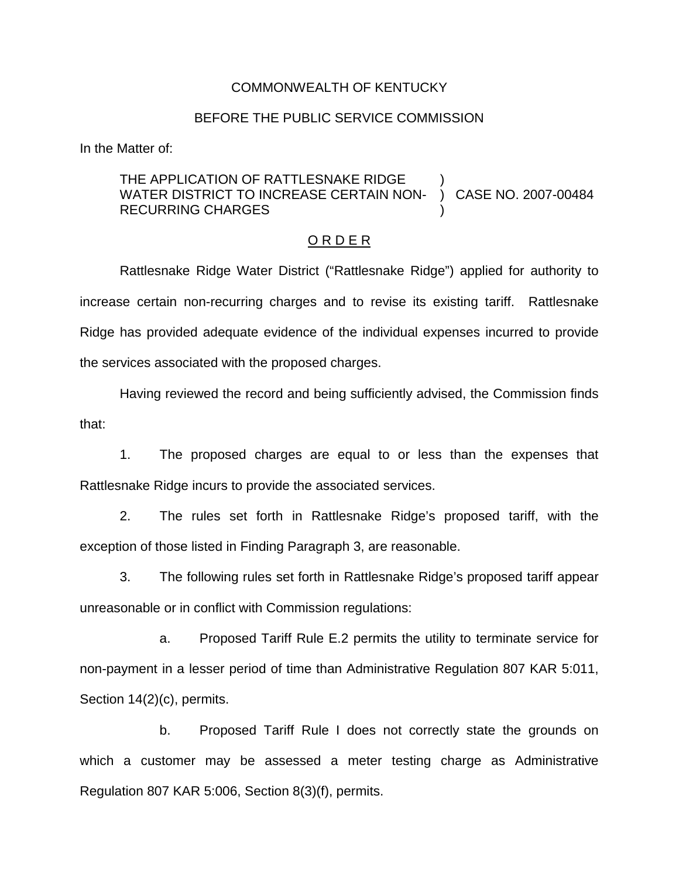COMMONWEALTH OF KENTUCKY

BEFORE THE PUBLIC SERVICE COMMISSION

In the Matter of:

| | | |
|---|---|---|
| THE APPLICATION OF RATTLESNAKE RIDGE WATER DISTRICT TO INCREASE CERTAIN NON-RECURRING CHARGES | ) ) ) | CASE NO. 2007-00484 |

## O R D E R

Rattlesnake Ridge Water District ("Rattlesnake Ridge") applied for authority to increase certain non-recurring charges and to revise its existing tariff. Rattlesnake Ridge has provided adequate evidence of the individual expenses incurred to provide the services associated with the proposed charges.

Having reviewed the record and being sufficiently advised, the Commission finds that:

1. The proposed charges are equal to or less than the expenses that Rattlesnake Ridge incurs to provide the associated services.

2. The rules set forth in Rattlesnake Ridge's proposed tariff, with the exception of those listed in Finding Paragraph 3, are reasonable.

3. The following rules set forth in Rattlesnake Ridge's proposed tariff appear unreasonable or in conflict with Commission regulations:

   a. Proposed Tariff Rule E.2 permits the utility to terminate service for non-payment in a lesser period of time than Administrative Regulation 807 KAR 5:011, Section 14(2)(c), permits.

   b. Proposed Tariff Rule I does not correctly state the grounds on which a customer may be assessed a meter testing charge as Administrative Regulation 807 KAR 5:006, Section 8(3)(f), permits.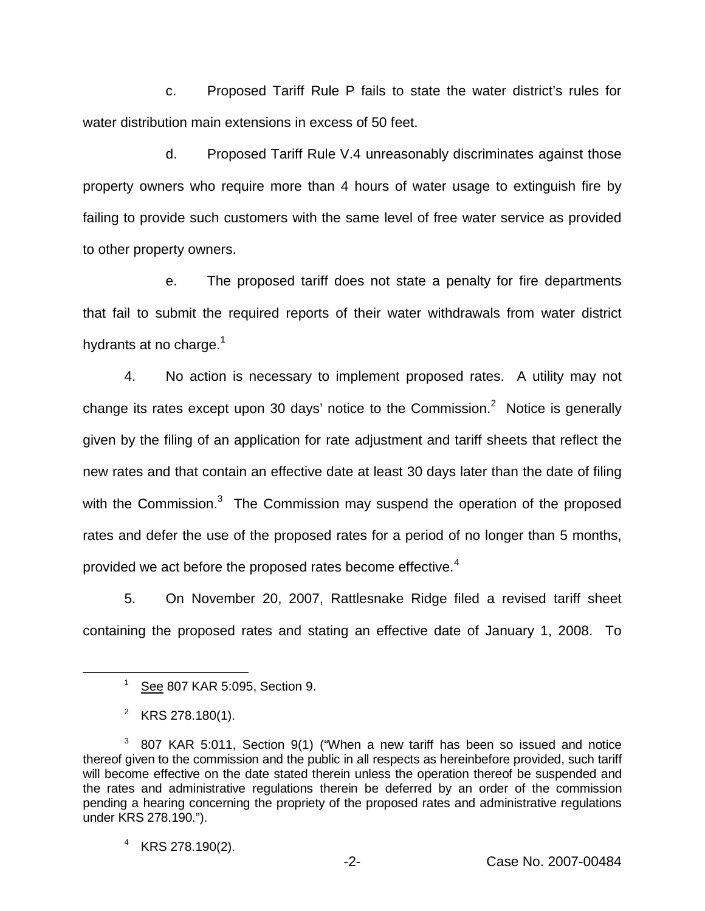c. Proposed Tariff Rule P fails to state the water district's rules for water distribution main extensions in excess of 50 feet.

d. Proposed Tariff Rule V.4 unreasonably discriminates against those property owners who require more than 4 hours of water usage to extinguish fire by failing to provide such customers with the same level of free water service as provided to other property owners.

e. The proposed tariff does not state a penalty for fire departments that fail to submit the required reports of their water withdrawals from water district hydrants at no charge.[1]

4. No action is necessary to implement proposed rates. A utility may not change its rates except upon 30 days' notice to the Commission.[2] Notice is generally given by the filing of an application for rate adjustment and tariff sheets that reflect the new rates and that contain an effective date at least 30 days later than the date of filing with the Commission.[3] The Commission may suspend the operation of the proposed rates and defer the use of the proposed rates for a period of no longer than 5 months, provided we act before the proposed rates become effective.[4]

5. On November 20, 2007, Rattlesnake Ridge filed a revised tariff sheet containing the proposed rates and stating an effective date of January 1, 2008. To

---

[1] See 807 KAR 5:095, Section 9.

[2] KRS 278.180(1).

[3] 807 KAR 5:011, Section 9(1) ("When a new tariff has been so issued and notice thereof given to the commission and the public in all respects as hereinbefore provided, such tariff will become effective on the date stated therein unless the operation thereof be suspended and the rates and administrative regulations therein be deferred by an order of the commission pending a hearing concerning the propriety of the proposed rates and administrative regulations under KRS 278.190.").

[4] KRS 278.190(2).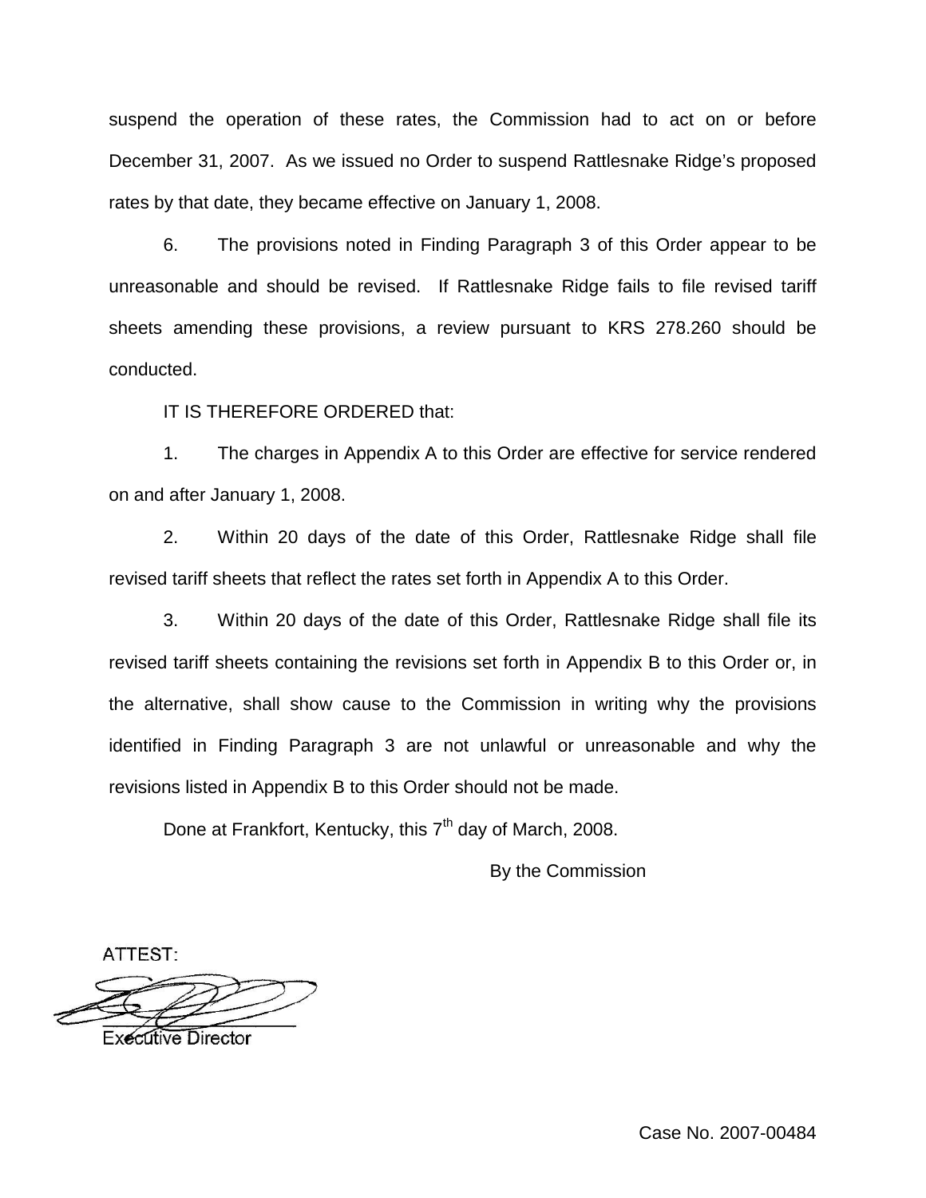suspend the operation of these rates, the Commission had to act on or before December 31, 2007. As we issued no Order to suspend Rattlesnake Ridge's proposed rates by that date, they became effective on January 1, 2008.

6. The provisions noted in Finding Paragraph 3 of this Order appear to be unreasonable and should be revised. If Rattlesnake Ridge fails to file revised tariff sheets amending these provisions, a review pursuant to KRS 278.260 should be conducted.

IT IS THEREFORE ORDERED that:

1. The charges in Appendix A to this Order are effective for service rendered on and after January 1, 2008.

2. Within 20 days of the date of this Order, Rattlesnake Ridge shall file revised tariff sheets that reflect the rates set forth in Appendix A to this Order.

3. Within 20 days of the date of this Order, Rattlesnake Ridge shall file its revised tariff sheets containing the revisions set forth in Appendix B to this Order or, in the alternative, shall show cause to the Commission in writing why the provisions identified in Finding Paragraph 3 are not unlawful or unreasonable and why the revisions listed in Appendix B to this Order should not be made.

Done at Frankfort, Kentucky, this 7th day of March, 2008.

By the Commission

ATTEST:

Executive Director

Case No. 2007-00484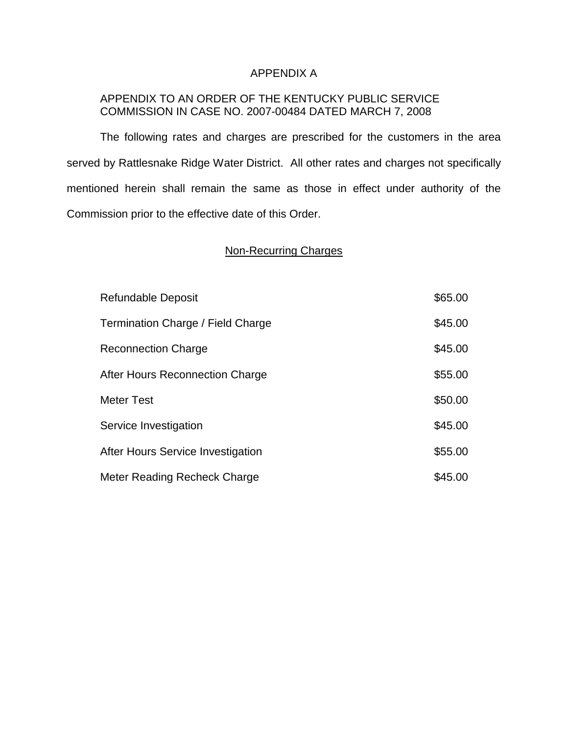# APPENDIX A

APPENDIX TO AN ORDER OF THE KENTUCKY PUBLIC SERVICE COMMISSION IN CASE NO. 2007-00484 DATED MARCH 7, 2008

The following rates and charges are prescribed for the customers in the area served by Rattlesnake Ridge Water District. All other rates and charges not specifically mentioned herein shall remain the same as those in effect under authority of the Commission prior to the effective date of this Order.

## Non-Recurring Charges

| | |
|---|---|
| Refundable Deposit | $65.00 |
| Termination Charge / Field Charge | $45.00 |
| Reconnection Charge | $45.00 |
| After Hours Reconnection Charge | $55.00 |
| Meter Test | $50.00 |
| Service Investigation | $45.00 |
| After Hours Service Investigation | $55.00 |
| Meter Reading Recheck Charge | $45.00 |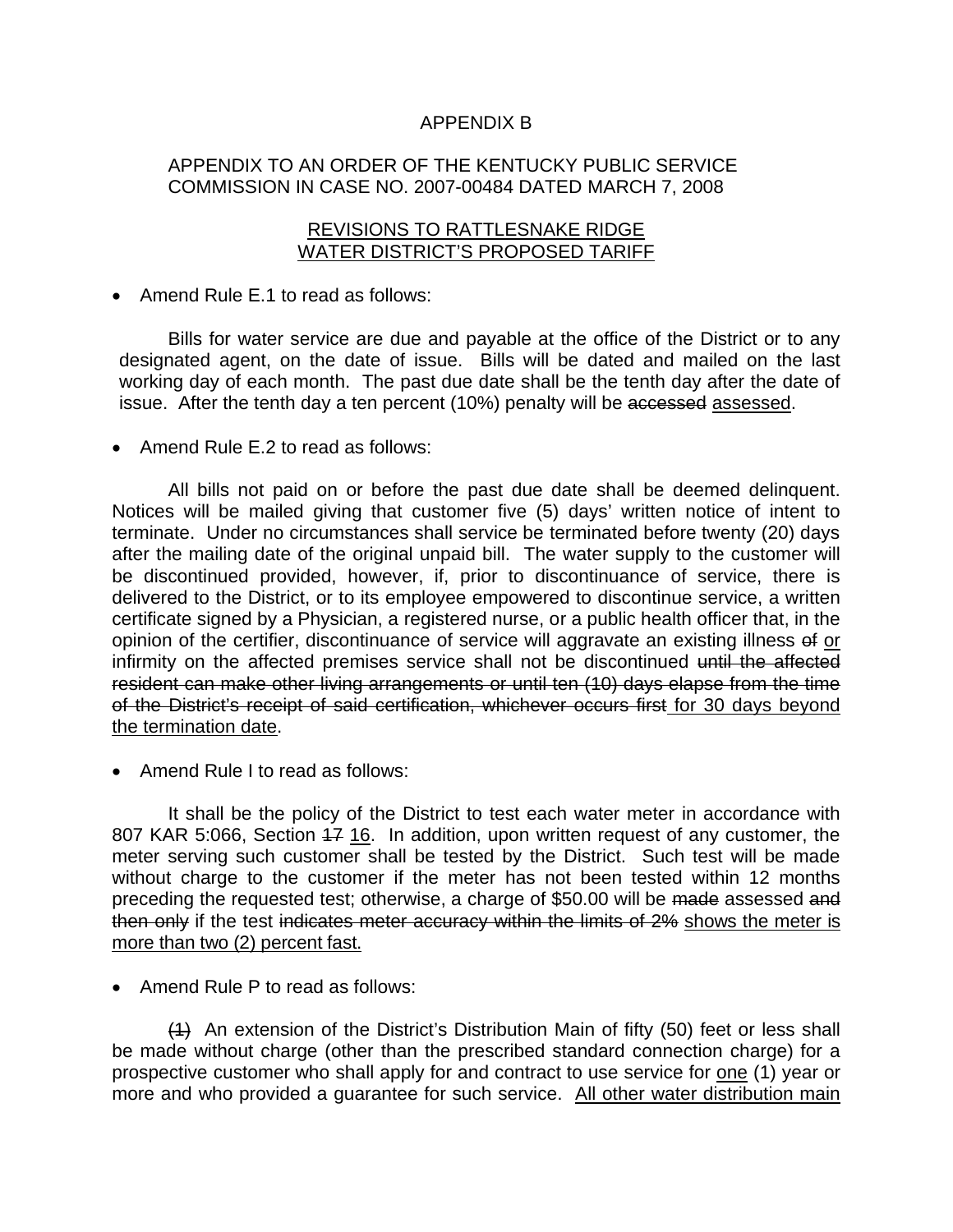APPENDIX B

APPENDIX TO AN ORDER OF THE KENTUCKY PUBLIC SERVICE COMMISSION IN CASE NO. 2007-00484 DATED MARCH 7, 2008

<u>REVISIONS TO RATTLESNAKE RIDGE WATER DISTRICT'S PROPOSED TARIFF</u>

- Amend Rule E.1 to read as follows:

Bills for water service are due and payable at the office of the District or to any designated agent, on the date of issue. Bills will be dated and mailed on the last working day of each month. The past due date shall be the tenth day after the date of issue. After the tenth day a ten percent (10%) penalty will be ~~accessed~~ <u>assessed</u>.

- Amend Rule E.2 to read as follows:

All bills not paid on or before the past due date shall be deemed delinquent. Notices will be mailed giving that customer five (5) days' written notice of intent to terminate. Under no circumstances shall service be terminated before twenty (20) days after the mailing date of the original unpaid bill. The water supply to the customer will be discontinued provided, however, if, prior to discontinuance of service, there is delivered to the District, or to its employee empowered to discontinue service, a written certificate signed by a Physician, a registered nurse, or a public health officer that, in the opinion of the certifier, discontinuance of service will aggravate an existing illness ~~of~~ <u>or</u> infirmity on the affected premises service shall not be discontinued ~~until the affected resident can make other living arrangements or until ten (10) days elapse from the time of the District's receipt of said certification, whichever occurs first~~ <u>for 30 days beyond the termination date</u>.

- Amend Rule I to read as follows:

It shall be the policy of the District to test each water meter in accordance with 807 KAR 5:066, Section ~~17~~ <u>16</u>. In addition, upon written request of any customer, the meter serving such customer shall be tested by the District. Such test will be made without charge to the customer if the meter has not been tested within 12 months preceding the requested test; otherwise, a charge of $50.00 will be ~~made~~ assessed ~~and then only~~ if the test ~~indicates meter accuracy within the limits of 2%~~ <u>shows the meter is more than two (2) percent fast.</u>

- Amend Rule P to read as follows:

~~(1)~~ An extension of the District's Distribution Main of fifty (50) feet or less shall be made without charge (other than the prescribed standard connection charge) for a prospective customer who shall apply for and contract to use service for <u>one</u> (1) year or more and who provided a guarantee for such service. <u>All other water distribution main</u>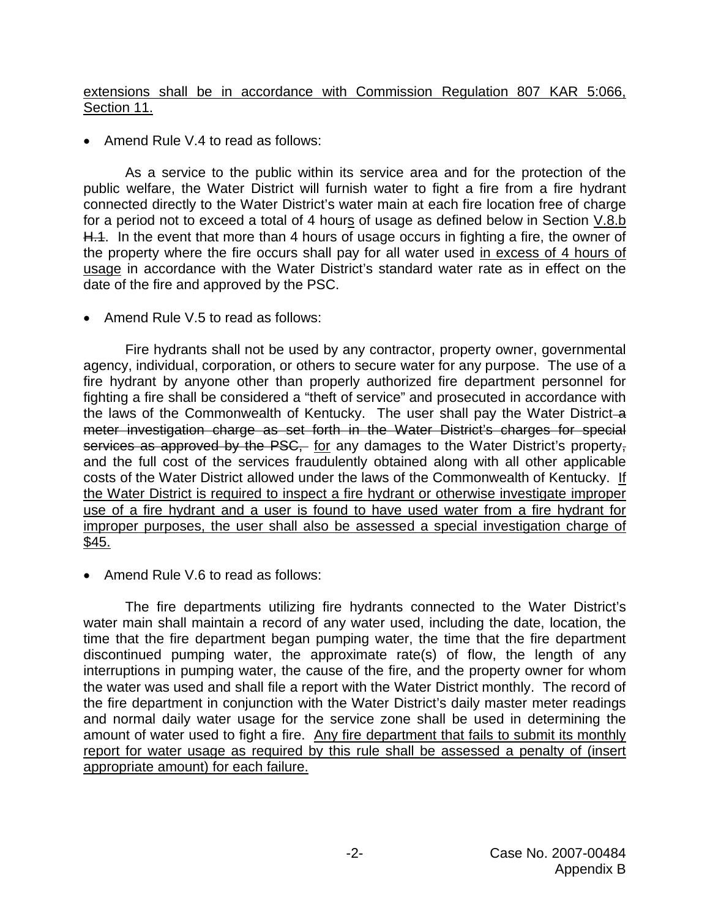<u>extensions shall be in accordance with Commission Regulation 807 KAR 5:066, Section 11.</u>

- Amend Rule V.4 to read as follows:

As a service to the public within its service area and for the protection of the public welfare, the Water District will furnish water to fight a fire from a fire hydrant connected directly to the Water District's water main at each fire location free of charge for a period not to exceed a total of 4 hour<u>s</u> of usage as defined below in Section <u>V.8.b</u> ~~H.1~~. In the event that more than 4 hours of usage occurs in fighting a fire, the owner of the property where the fire occurs shall pay for all water used <u>in excess of 4 hours of usage</u> in accordance with the Water District's standard water rate as in effect on the date of the fire and approved by the PSC.

- Amend Rule V.5 to read as follows:

Fire hydrants shall not be used by any contractor, property owner, governmental agency, individual, corporation, or others to secure water for any purpose. The use of a fire hydrant by anyone other than properly authorized fire department personnel for fighting a fire shall be considered a "theft of service" and prosecuted in accordance with the laws of the Commonwealth of Kentucky. The user shall pay the Water District ~~a meter investigation charge as set forth in the Water District's charges for special services as approved by the PSC,~~ <u>for</u> any damages to the Water District's property~~,~~ and the full cost of the services fraudulently obtained along with all other applicable costs of the Water District allowed under the laws of the Commonwealth of Kentucky. <u>If the Water District is required to inspect a fire hydrant or otherwise investigate improper use of a fire hydrant and a user is found to have used water from a fire hydrant for improper purposes, the user shall also be assessed a special investigation charge of $45.</u>

- Amend Rule V.6 to read as follows:

The fire departments utilizing fire hydrants connected to the Water District's water main shall maintain a record of any water used, including the date, location, the time that the fire department began pumping water, the time that the fire department discontinued pumping water, the approximate rate(s) of flow, the length of any interruptions in pumping water, the cause of the fire, and the property owner for whom the water was used and shall file a report with the Water District monthly. The record of the fire department in conjunction with the Water District's daily master meter readings and normal daily water usage for the service zone shall be used in determining the amount of water used to fight a fire. <u>Any fire department that fails to submit its monthly report for water usage as required by this rule shall be assessed a penalty of (insert appropriate amount) for each failure.</u>